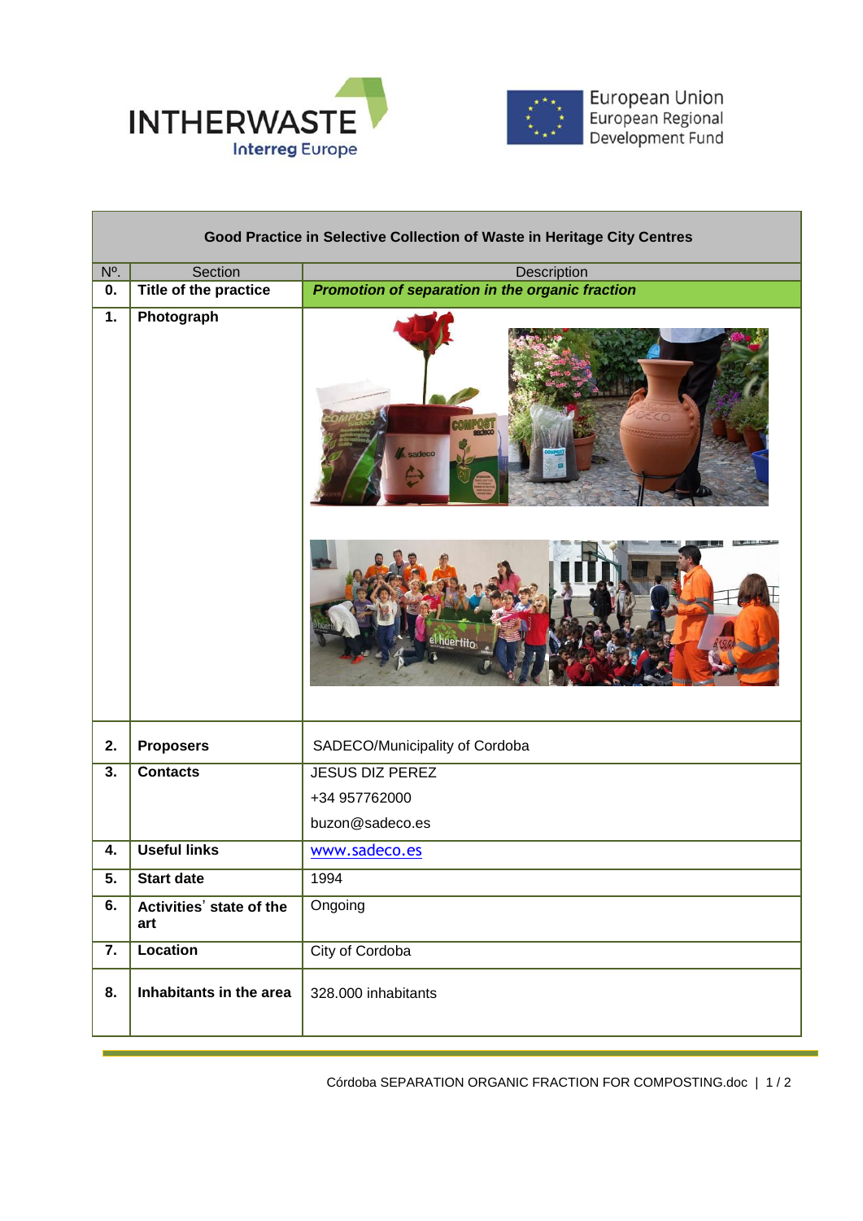INTHERWASTE
Interreg Europe

European Union
European Regional
Development Fund

| Good Practice in Selective Collection of Waste in Heritage City Centres | | |
|---|---|---|
| Nº. | Section | Description |
| **0.** | **Title of the practice** | ***Promotion of separation in the organic fraction*** |
| **1.** | **Photograph** | |
| **2.** | **Proposers** | SADECO/Municipality of Cordoba |
| **3.** | **Contacts** | JESUS DIZ PEREZ<br>+34 957762000<br>buzon@sadeco.es |
| **4.** | **Useful links** | www.sadeco.es |
| **5.** | **Start date** | 1994 |
| **6.** | **Activities' state of the art** | Ongoing |
| **7.** | **Location** | City of Cordoba |
| **8.** | **Inhabitants in the area** | 328.000 inhabitants |

Córdoba SEPARATION ORGANIC FRACTION FOR COMPOSTING.doc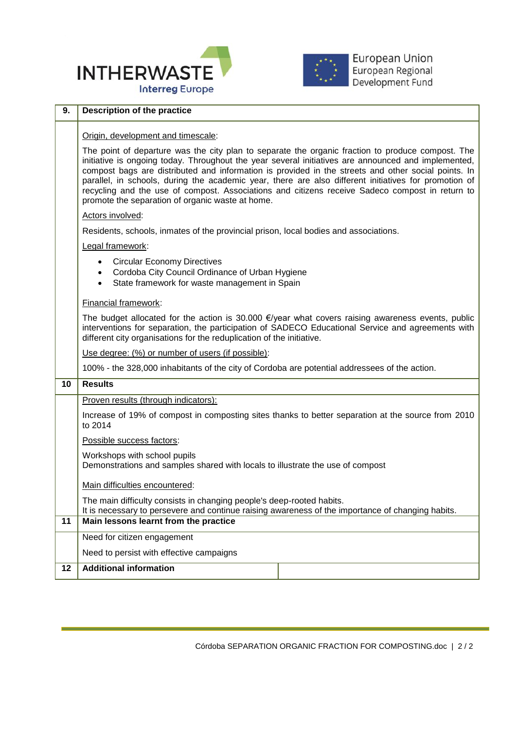| | |
|---|---|
| **9.** | **Description of the practice** |

Origin, development and timescale:

The point of departure was the city plan to separate the organic fraction to produce compost. The initiative is ongoing today. Throughout the year several initiatives are announced and implemented, compost bags are distributed and information is provided in the streets and other social points. In parallel, in schools, during the academic year, there are also different initiatives for promotion of recycling and the use of compost. Associations and citizens receive Sadeco compost in return to promote the separation of organic waste at home.

Actors involved:

Residents, schools, inmates of the provincial prison, local bodies and associations.

Legal framework:

- Circular Economy Directives
- Cordoba City Council Ordinance of Urban Hygiene
- State framework for waste management in Spain

Financial framework:

The budget allocated for the action is 30.000 €/year what covers raising awareness events, public interventions for separation, the participation of SADECO Educational Service and agreements with different city organisations for the reduplication of the initiative.

Use degree: (%) or number of users (if possible):

100% - the 328,000 inhabitants of the city of Cordoba are potential addressees of the action.

| | |
|---|---|
| **10** | **Results** |

Proven results (through indicators):

Increase of 19% of compost in composting sites thanks to better separation at the source from 2010 to 2014

Possible success factors:

Workshops with school pupils
Demonstrations and samples shared with locals to illustrate the use of compost

Main difficulties encountered:

The main difficulty consists in changing people's deep-rooted habits.
It is necessary to persevere and continue raising awareness of the importance of changing habits.

| | |
|---|---|
| **11** | **Main lessons learnt from the practice** |

Need for citizen engagement

Need to persist with effective campaigns

| | | |
|---|---|---|
| **12** | **Additional information** | |